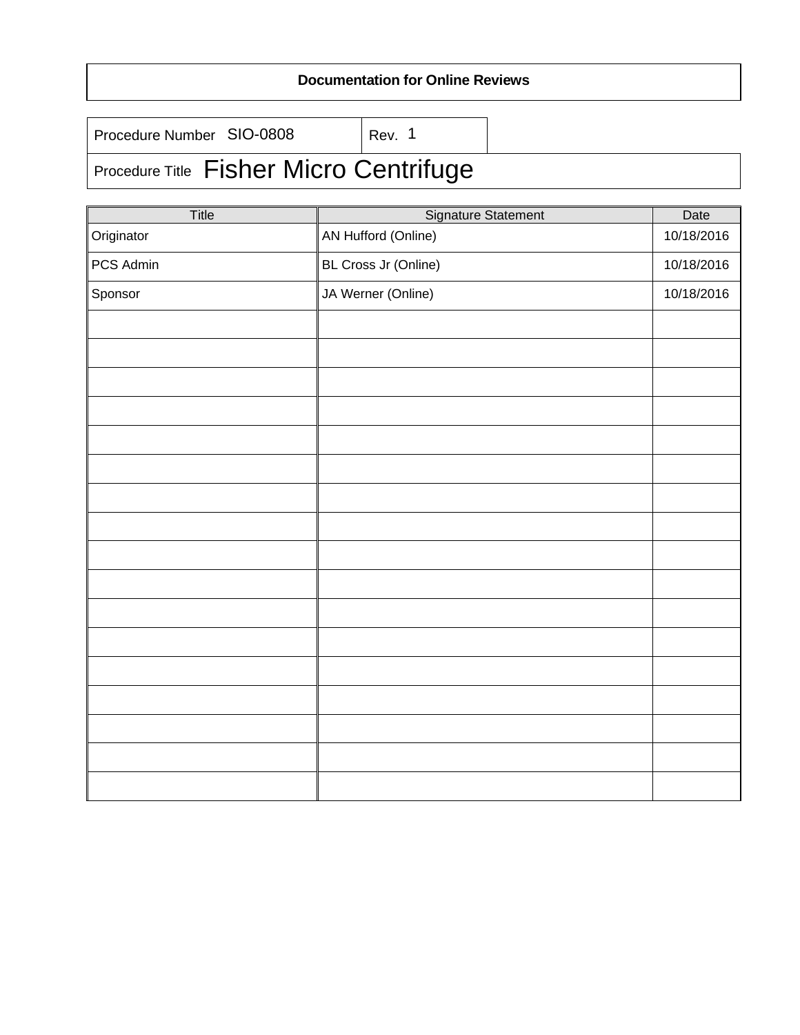**Documentation for Online Reviews**

| | |
|---|---|
| Procedure Number SIO-0808 | Rev. 1 |
| Procedure Title Fisher Micro Centrifuge | |

| Title | Signature Statement | Date |
|---|---|---|
| Originator | AN Hufford (Online) | 10/18/2016 |
| PCS Admin | BL Cross Jr (Online) | 10/18/2016 |
| Sponsor | JA Werner (Online) | 10/18/2016 |
| | | |
| | | |
| | | |
| | | |
| | | |
| | | |
| | | |
| | | |
| | | |
| | | |
| | | |
| | | |
| | | |
| | | |
| | | |
| | | |
| | | |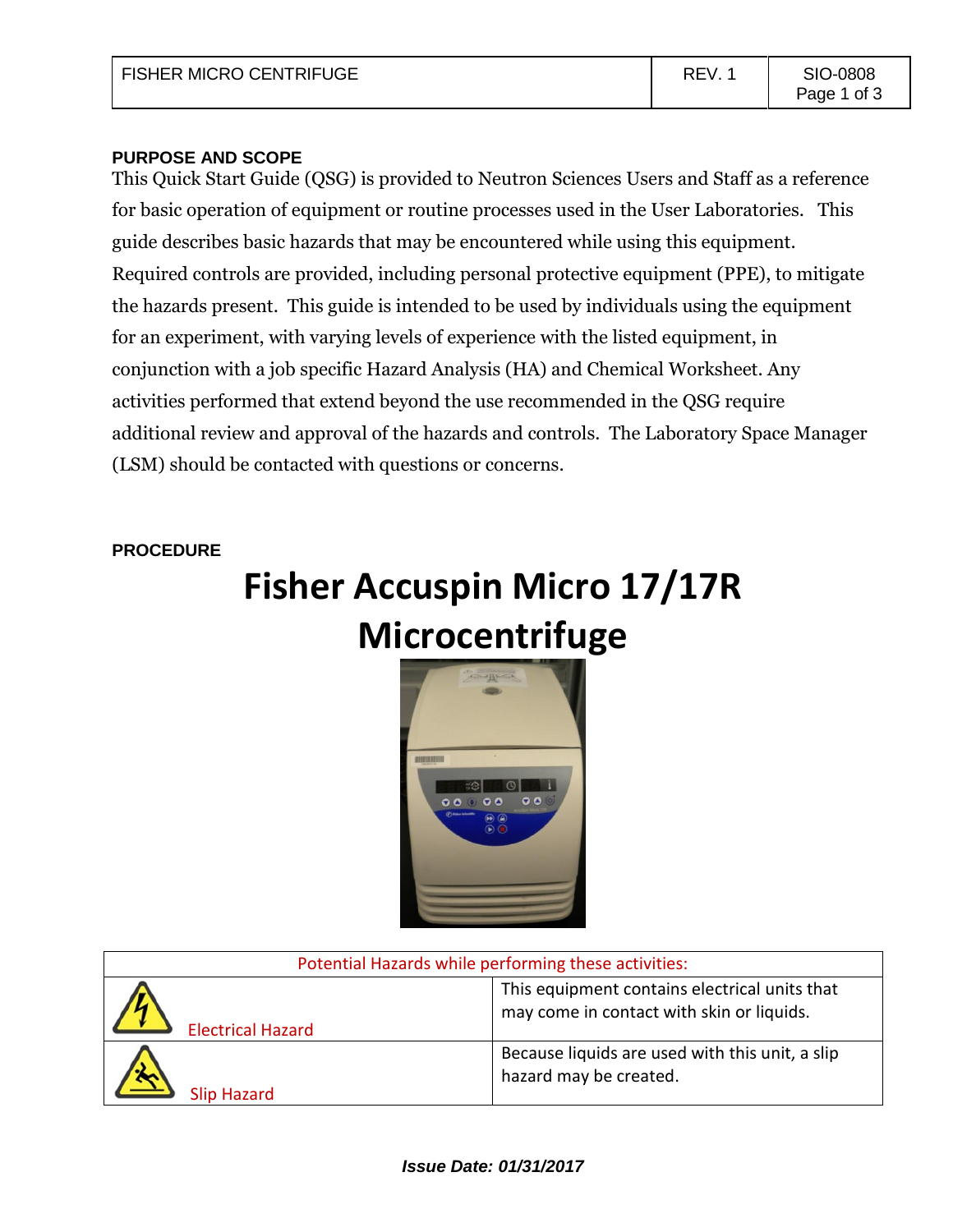| FISHER MICRO CENTRIFUGE | REV. 1 | SIO-0808 |
|---|---|---|

## PURPOSE AND SCOPE

This Quick Start Guide (QSG) is provided to Neutron Sciences Users and Staff as a reference for basic operation of equipment or routine processes used in the User Laboratories. This guide describes basic hazards that may be encountered while using this equipment. Required controls are provided, including personal protective equipment (PPE), to mitigate the hazards present. This guide is intended to be used by individuals using the equipment for an experiment, with varying levels of experience with the listed equipment, in conjunction with a job specific Hazard Analysis (HA) and Chemical Worksheet. Any activities performed that extend beyond the use recommended in the QSG require additional review and approval of the hazards and controls. The Laboratory Space Manager (LSM) should be contacted with questions or concerns.

## PROCEDURE

# Fisher Accuspin Micro 17/17R Microcentrifuge

| Potential Hazards while performing these activities: | |
|---|---|
| Electrical Hazard | This equipment contains electrical units that may come in contact with skin or liquids. |
| Slip Hazard | Because liquids are used with this unit, a slip hazard may be created. |

***Issue Date: 01/31/2017***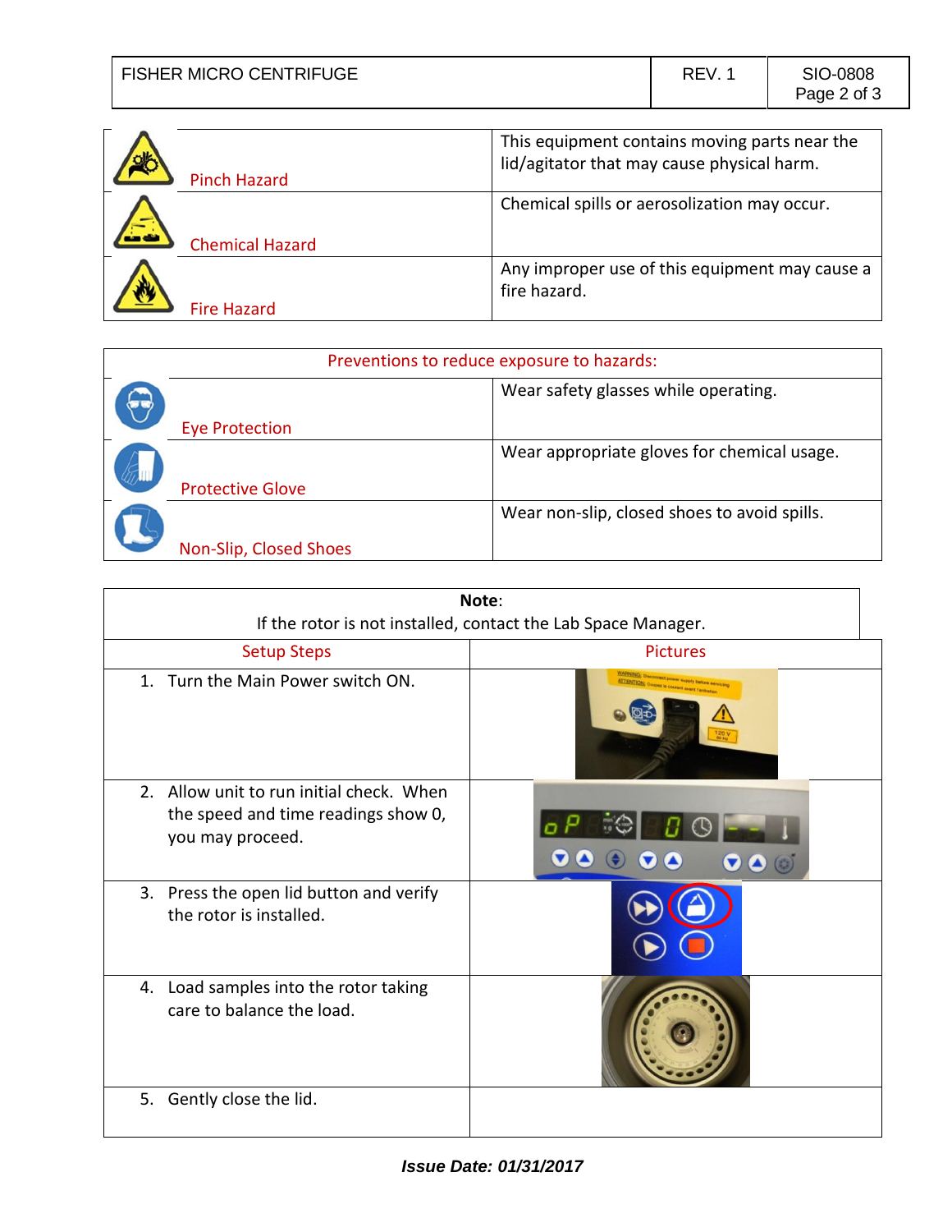| | |
|---|---|
| Pinch Hazard | This equipment contains moving parts near the lid/agitator that may cause physical harm. |
| Chemical Hazard | Chemical spills or aerosolization may occur. |
| Fire Hazard | Any improper use of this equipment may cause a fire hazard. |

| Preventions to reduce exposure to hazards: | |
|---|---|
| Eye Protection | Wear safety glasses while operating. |
| Protective Glove | Wear appropriate gloves for chemical usage. |
| Non-Slip, Closed Shoes | Wear non-slip, closed shoes to avoid spills. |

**Note**:
If the rotor is not installed, contact the Lab Space Manager.

| Setup Steps | Pictures |
|---|---|
| 1. Turn the Main Power switch ON. | |
| 2. Allow unit to run initial check. When the speed and time readings show 0, you may proceed. | |
| 3. Press the open lid button and verify the rotor is installed. | |
| 4. Load samples into the rotor taking care to balance the load. | |
| 5. Gently close the lid. | |

***Issue Date: 01/31/2017***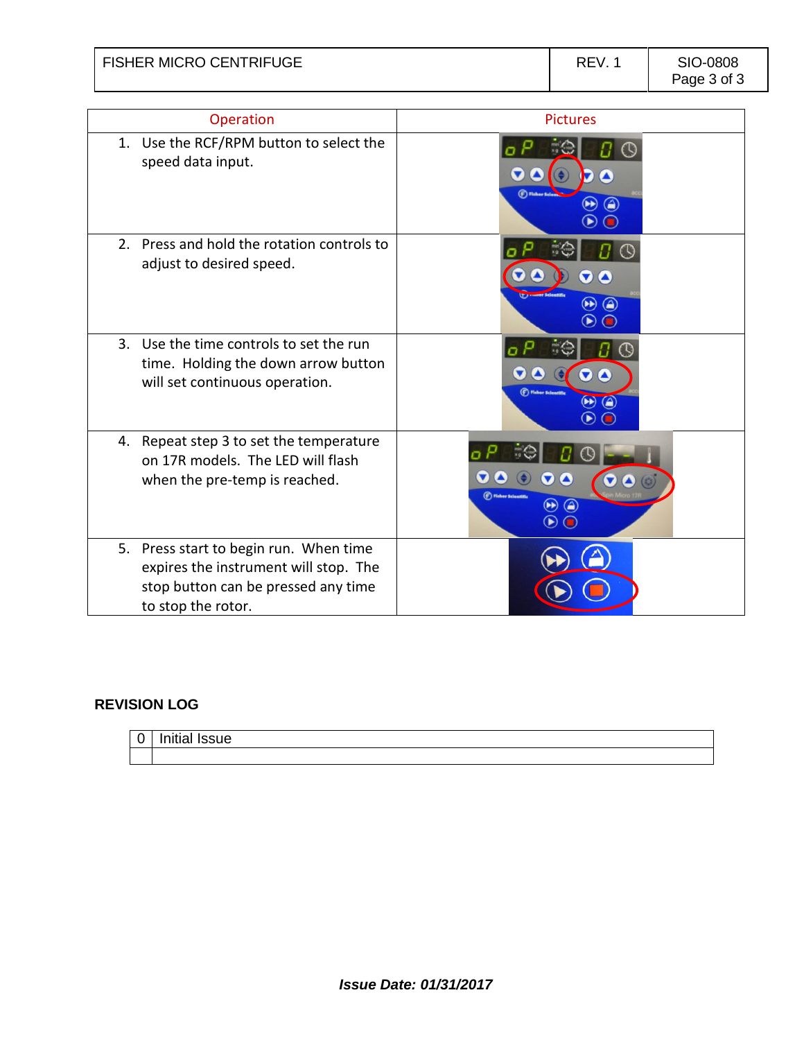| FISHER MICRO CENTRIFUGE | REV. 1 | SIO-0808 |
|---|---|---|

| Operation | Pictures |
|---|---|
| 1. Use the RCF/RPM button to select the speed data input. | |
| 2. Press and hold the rotation controls to adjust to desired speed. | |
| 3. Use the time controls to set the run time. Holding the down arrow button will set continuous operation. | |
| 4. Repeat step 3 to set the temperature on 17R models. The LED will flash when the pre-temp is reached. | |
| 5. Press start to begin run. When time expires the instrument will stop. The stop button can be pressed any time to stop the rotor. | |

**REVISION LOG**

| | |
|---|---|
| 0 | Initial Issue |
| | |

***Issue Date: 01/31/2017***